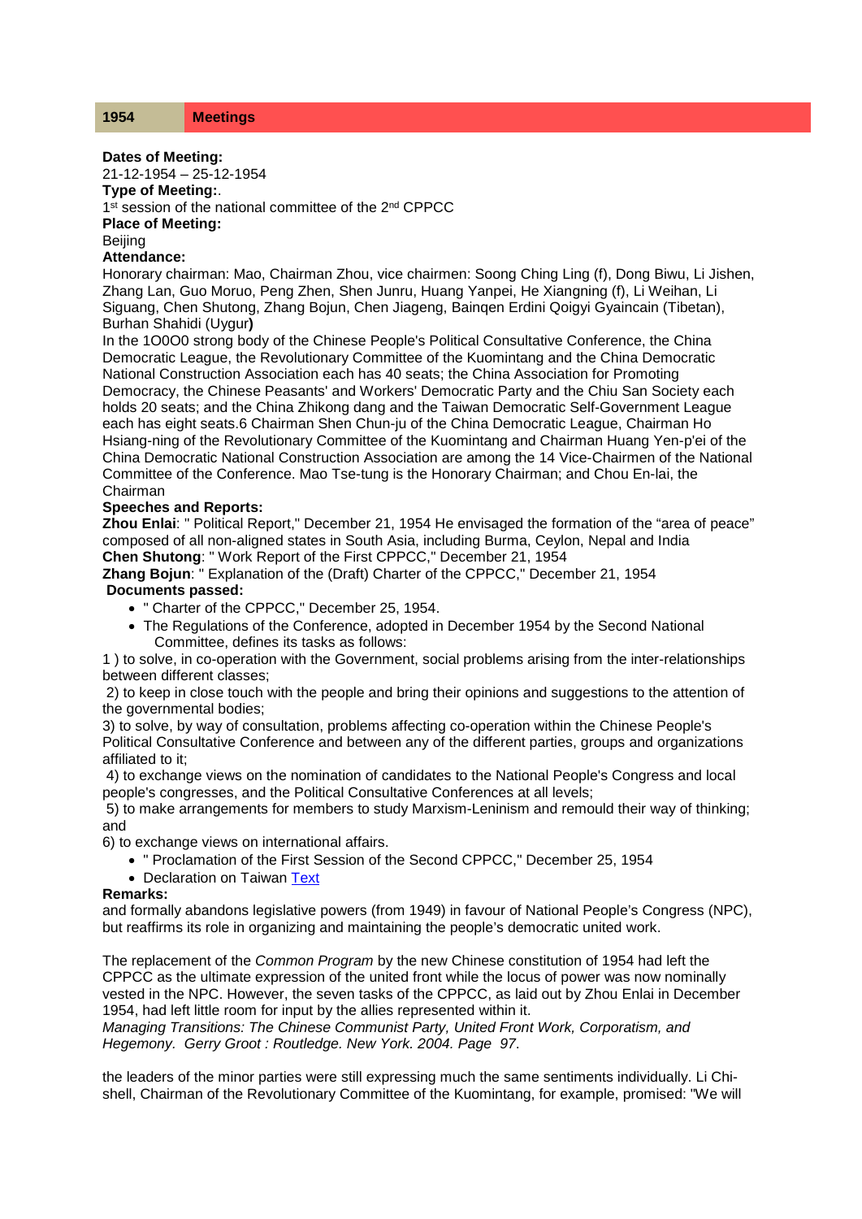| 1954 | Meetings |
|---|---|

**Dates of Meeting:**
21-12-1954 – 25-12-1954
**Type of Meeting:**.
1st session of the national committee of the 2nd CPPCC
**Place of Meeting:**
Beijing
**Attendance:**
Honorary chairman: Mao, Chairman Zhou, vice chairmen: Soong Ching Ling (f), Dong Biwu, Li Jishen, Zhang Lan, Guo Moruo, Peng Zhen, Shen Junru, Huang Yanpei, He Xiangning (f), Li Weihan, Li Siguang, Chen Shutong, Zhang Bojun, Chen Jiageng, Bainqen Erdini Qoigyi Gyaincain (Tibetan), Burhan Shahidi (Uygur**)**
In the 1O0O0 strong body of the Chinese People's Political Consultative Conference, the China Democratic League, the Revolutionary Committee of the Kuomintang and the China Democratic National Construction Association each has 40 seats; the China Association for Promoting Democracy, the Chinese Peasants' and Workers' Democratic Party and the Chiu San Society each holds 20 seats; and the China Zhikong dang and the Taiwan Democratic Self-Government League each has eight seats.6 Chairman Shen Chun-ju of the China Democratic League, Chairman Ho Hsiang-ning of the Revolutionary Committee of the Kuomintang and Chairman Huang Yen-p'ei of the China Democratic National Construction Association are among the 14 Vice-Chairmen of the National Committee of the Conference. Mao Tse-tung is the Honorary Chairman; and Chou En-lai, the Chairman
**Speeches and Reports:**
**Zhou Enlai**: " Political Report," December 21, 1954 He envisaged the formation of the "area of peace" composed of all non-aligned states in South Asia, including Burma, Ceylon, Nepal and India
**Chen Shutong**: " Work Report of the First CPPCC," December 21, 1954
**Zhang Bojun**: " Explanation of the (Draft) Charter of the CPPCC," December 21, 1954
**Documents passed:**

- " Charter of the CPPCC," December 25, 1954.
- The Regulations of the Conference, adopted in December 1954 by the Second National Committee, defines its tasks as follows:

1 ) to solve, in co-operation with the Government, social problems arising from the inter-relationships between different classes;
2) to keep in close touch with the people and bring their opinions and suggestions to the attention of the governmental bodies;
3) to solve, by way of consultation, problems affecting co-operation within the Chinese People's Political Consultative Conference and between any of the different parties, groups and organizations affiliated to it;
4) to exchange views on the nomination of candidates to the National People's Congress and local people's congresses, and the Political Consultative Conferences at all levels;
5) to make arrangements for members to study Marxism-Leninism and remould their way of thinking; and
6) to exchange views on international affairs.

- " Proclamation of the First Session of the Second CPPCC," December 25, 1954
- Declaration on Taiwan Text

**Remarks:**
and formally abandons legislative powers (from 1949) in favour of National People's Congress (NPC), but reaffirms its role in organizing and maintaining the people's democratic united work.

The replacement of the *Common Program* by the new Chinese constitution of 1954 had left the CPPCC as the ultimate expression of the united front while the locus of power was now nominally vested in the NPC. However, the seven tasks of the CPPCC, as laid out by Zhou Enlai in December 1954, had left little room for input by the allies represented within it.
*Managing Transitions: The Chinese Communist Party, United Front Work, Corporatism, and Hegemony. Gerry Groot : Routledge. New York. 2004. Page 97*.

the leaders of the minor parties were still expressing much the same sentiments individually. Li Chi-shell, Chairman of the Revolutionary Committee of the Kuomintang, for example, promised: "We will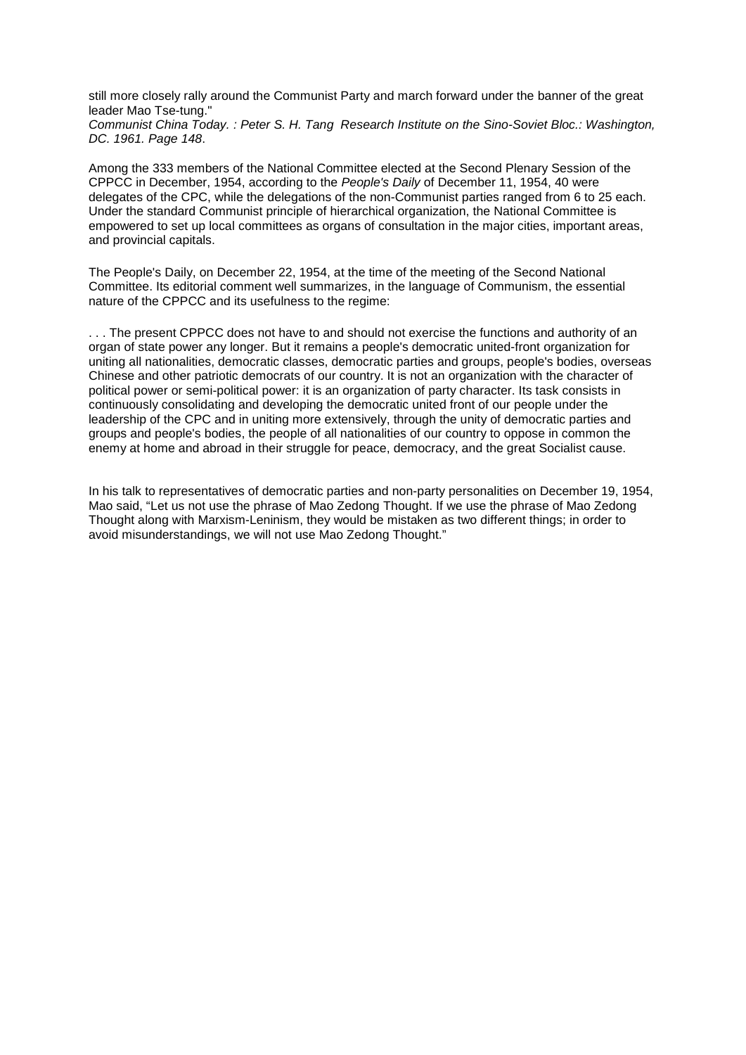still more closely rally around the Communist Party and march forward under the banner of the great leader Mao Tse-tung."
*Communist China Today. : Peter S. H. Tang Research Institute on the Sino-Soviet Bloc.: Washington, DC. 1961. Page 148*.

Among the 333 members of the National Committee elected at the Second Plenary Session of the CPPCC in December, 1954, according to the *People's Daily* of December 11, 1954, 40 were delegates of the CPC, while the delegations of the non-Communist parties ranged from 6 to 25 each. Under the standard Communist principle of hierarchical organization, the National Committee is empowered to set up local committees as organs of consultation in the major cities, important areas, and provincial capitals.

The People's Daily, on December 22, 1954, at the time of the meeting of the Second National Committee. Its editorial comment well summarizes, in the language of Communism, the essential nature of the CPPCC and its usefulness to the regime:

. . . The present CPPCC does not have to and should not exercise the functions and authority of an organ of state power any longer. But it remains a people's democratic united-front organization for uniting all nationalities, democratic classes, democratic parties and groups, people's bodies, overseas Chinese and other patriotic democrats of our country. It is not an organization with the character of political power or semi-political power: it is an organization of party character. Its task consists in continuously consolidating and developing the democratic united front of our people under the leadership of the CPC and in uniting more extensively, through the unity of democratic parties and groups and people's bodies, the people of all nationalities of our country to oppose in common the enemy at home and abroad in their struggle for peace, democracy, and the great Socialist cause.

In his talk to representatives of democratic parties and non-party personalities on December 19, 1954, Mao said, “Let us not use the phrase of Mao Zedong Thought. If we use the phrase of Mao Zedong Thought along with Marxism-Leninism, they would be mistaken as two different things; in order to avoid misunderstandings, we will not use Mao Zedong Thought.”